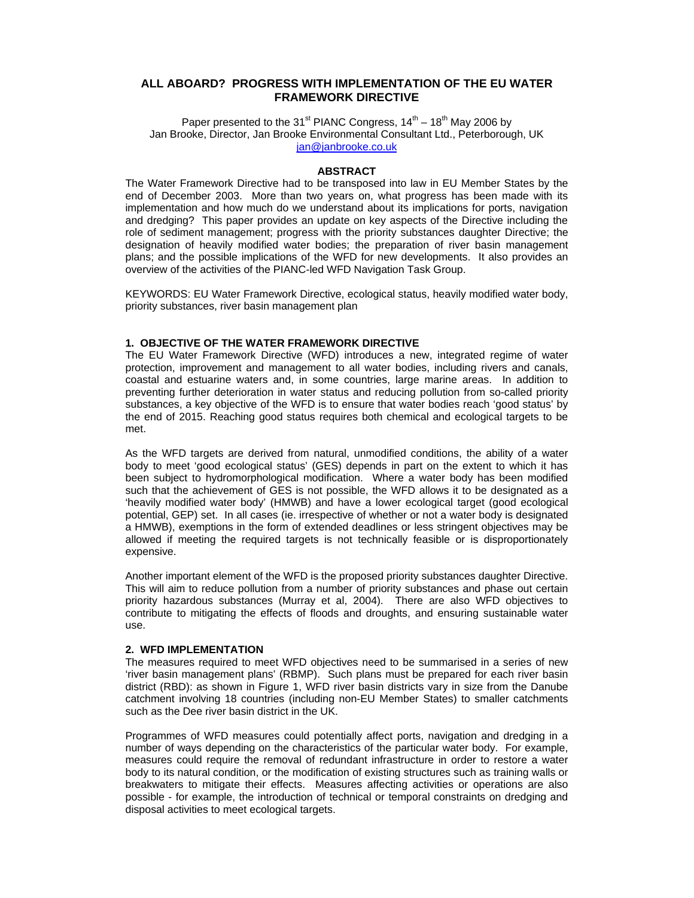# ALL ABOARD? PROGRESS WITH IMPLEMENTATION OF THE EU WATER FRAMEWORK DIRECTIVE

Paper presented to the 31st PIANC Congress, 14th – 18th May 2006 by
Jan Brooke, Director, Jan Brooke Environmental Consultant Ltd., Peterborough, UK
jan@janbrooke.co.uk

## ABSTRACT

The Water Framework Directive had to be transposed into law in EU Member States by the end of December 2003. More than two years on, what progress has been made with its implementation and how much do we understand about its implications for ports, navigation and dredging? This paper provides an update on key aspects of the Directive including the role of sediment management; progress with the priority substances daughter Directive; the designation of heavily modified water bodies; the preparation of river basin management plans; and the possible implications of the WFD for new developments. It also provides an overview of the activities of the PIANC-led WFD Navigation Task Group.

KEYWORDS: EU Water Framework Directive, ecological status, heavily modified water body, priority substances, river basin management plan

## 1. OBJECTIVE OF THE WATER FRAMEWORK DIRECTIVE

The EU Water Framework Directive (WFD) introduces a new, integrated regime of water protection, improvement and management to all water bodies, including rivers and canals, coastal and estuarine waters and, in some countries, large marine areas. In addition to preventing further deterioration in water status and reducing pollution from so-called priority substances, a key objective of the WFD is to ensure that water bodies reach 'good status' by the end of 2015. Reaching good status requires both chemical and ecological targets to be met.

As the WFD targets are derived from natural, unmodified conditions, the ability of a water body to meet 'good ecological status' (GES) depends in part on the extent to which it has been subject to hydromorphological modification. Where a water body has been modified such that the achievement of GES is not possible, the WFD allows it to be designated as a 'heavily modified water body' (HMWB) and have a lower ecological target (good ecological potential, GEP) set. In all cases (ie. irrespective of whether or not a water body is designated a HMWB), exemptions in the form of extended deadlines or less stringent objectives may be allowed if meeting the required targets is not technically feasible or is disproportionately expensive.

Another important element of the WFD is the proposed priority substances daughter Directive. This will aim to reduce pollution from a number of priority substances and phase out certain priority hazardous substances (Murray et al, 2004). There are also WFD objectives to contribute to mitigating the effects of floods and droughts, and ensuring sustainable water use.

## 2. WFD IMPLEMENTATION

The measures required to meet WFD objectives need to be summarised in a series of new 'river basin management plans' (RBMP). Such plans must be prepared for each river basin district (RBD): as shown in Figure 1, WFD river basin districts vary in size from the Danube catchment involving 18 countries (including non-EU Member States) to smaller catchments such as the Dee river basin district in the UK.

Programmes of WFD measures could potentially affect ports, navigation and dredging in a number of ways depending on the characteristics of the particular water body. For example, measures could require the removal of redundant infrastructure in order to restore a water body to its natural condition, or the modification of existing structures such as training walls or breakwaters to mitigate their effects. Measures affecting activities or operations are also possible - for example, the introduction of technical or temporal constraints on dredging and disposal activities to meet ecological targets.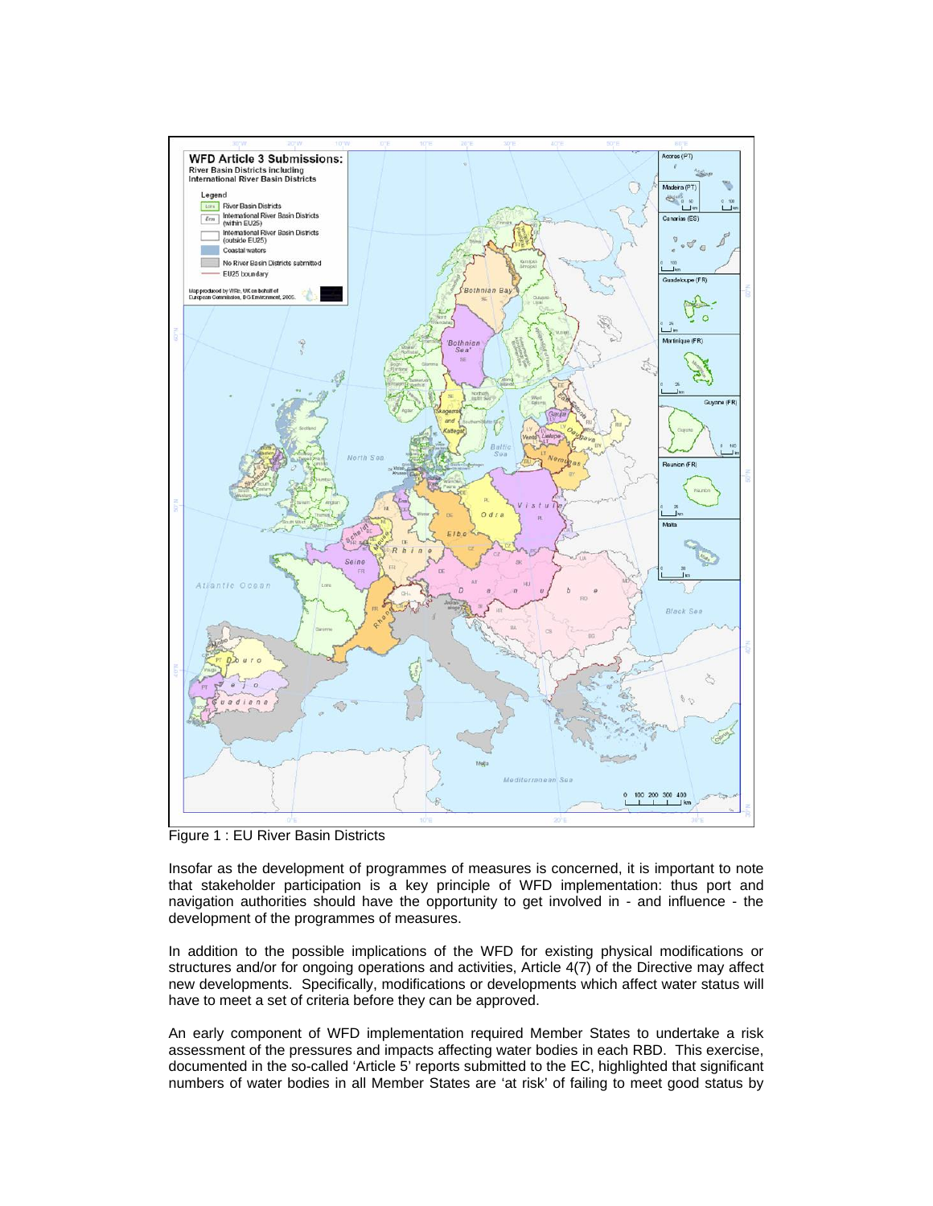Figure 1 : EU River Basin Districts

Insofar as the development of programmes of measures is concerned, it is important to note that stakeholder participation is a key principle of WFD implementation: thus port and navigation authorities should have the opportunity to get involved in - and influence - the development of the programmes of measures.

In addition to the possible implications of the WFD for existing physical modifications or structures and/or for ongoing operations and activities, Article 4(7) of the Directive may affect new developments. Specifically, modifications or developments which affect water status will have to meet a set of criteria before they can be approved.

An early component of WFD implementation required Member States to undertake a risk assessment of the pressures and impacts affecting water bodies in each RBD. This exercise, documented in the so-called 'Article 5' reports submitted to the EC, highlighted that significant numbers of water bodies in all Member States are 'at risk' of failing to meet good status by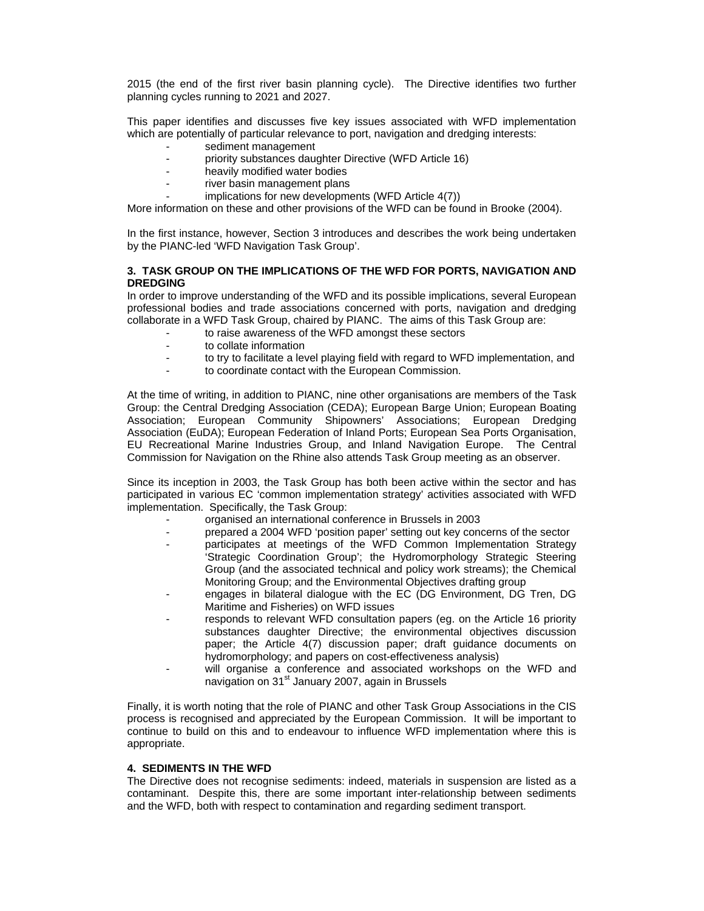2015 (the end of the first river basin planning cycle). The Directive identifies two further planning cycles running to 2021 and 2027.

This paper identifies and discusses five key issues associated with WFD implementation which are potentially of particular relevance to port, navigation and dredging interests:

- sediment management
- priority substances daughter Directive (WFD Article 16)
- heavily modified water bodies
- river basin management plans
- implications for new developments (WFD Article 4(7))

More information on these and other provisions of the WFD can be found in Brooke (2004).

In the first instance, however, Section 3 introduces and describes the work being undertaken by the PIANC-led 'WFD Navigation Task Group'.

## 3. TASK GROUP ON THE IMPLICATIONS OF THE WFD FOR PORTS, NAVIGATION AND DREDGING

In order to improve understanding of the WFD and its possible implications, several European professional bodies and trade associations concerned with ports, navigation and dredging collaborate in a WFD Task Group, chaired by PIANC. The aims of this Task Group are:

- to raise awareness of the WFD amongst these sectors
- to collate information
- to try to facilitate a level playing field with regard to WFD implementation, and
- to coordinate contact with the European Commission.

At the time of writing, in addition to PIANC, nine other organisations are members of the Task Group: the Central Dredging Association (CEDA); European Barge Union; European Boating Association; European Community Shipowners' Associations; European Dredging Association (EuDA); European Federation of Inland Ports; European Sea Ports Organisation, EU Recreational Marine Industries Group, and Inland Navigation Europe. The Central Commission for Navigation on the Rhine also attends Task Group meeting as an observer.

Since its inception in 2003, the Task Group has both been active within the sector and has participated in various EC 'common implementation strategy' activities associated with WFD implementation. Specifically, the Task Group:

- organised an international conference in Brussels in 2003
- prepared a 2004 WFD 'position paper' setting out key concerns of the sector
- participates at meetings of the WFD Common Implementation Strategy 'Strategic Coordination Group'; the Hydromorphology Strategic Steering Group (and the associated technical and policy work streams); the Chemical Monitoring Group; and the Environmental Objectives drafting group
- engages in bilateral dialogue with the EC (DG Environment, DG Tren, DG Maritime and Fisheries) on WFD issues
- responds to relevant WFD consultation papers (eg. on the Article 16 priority substances daughter Directive; the environmental objectives discussion paper; the Article 4(7) discussion paper; draft guidance documents on hydromorphology; and papers on cost-effectiveness analysis)
- will organise a conference and associated workshops on the WFD and navigation on 31st January 2007, again in Brussels

Finally, it is worth noting that the role of PIANC and other Task Group Associations in the CIS process is recognised and appreciated by the European Commission. It will be important to continue to build on this and to endeavour to influence WFD implementation where this is appropriate.

## 4. SEDIMENTS IN THE WFD

The Directive does not recognise sediments: indeed, materials in suspension are listed as a contaminant. Despite this, there are some important inter-relationship between sediments and the WFD, both with respect to contamination and regarding sediment transport.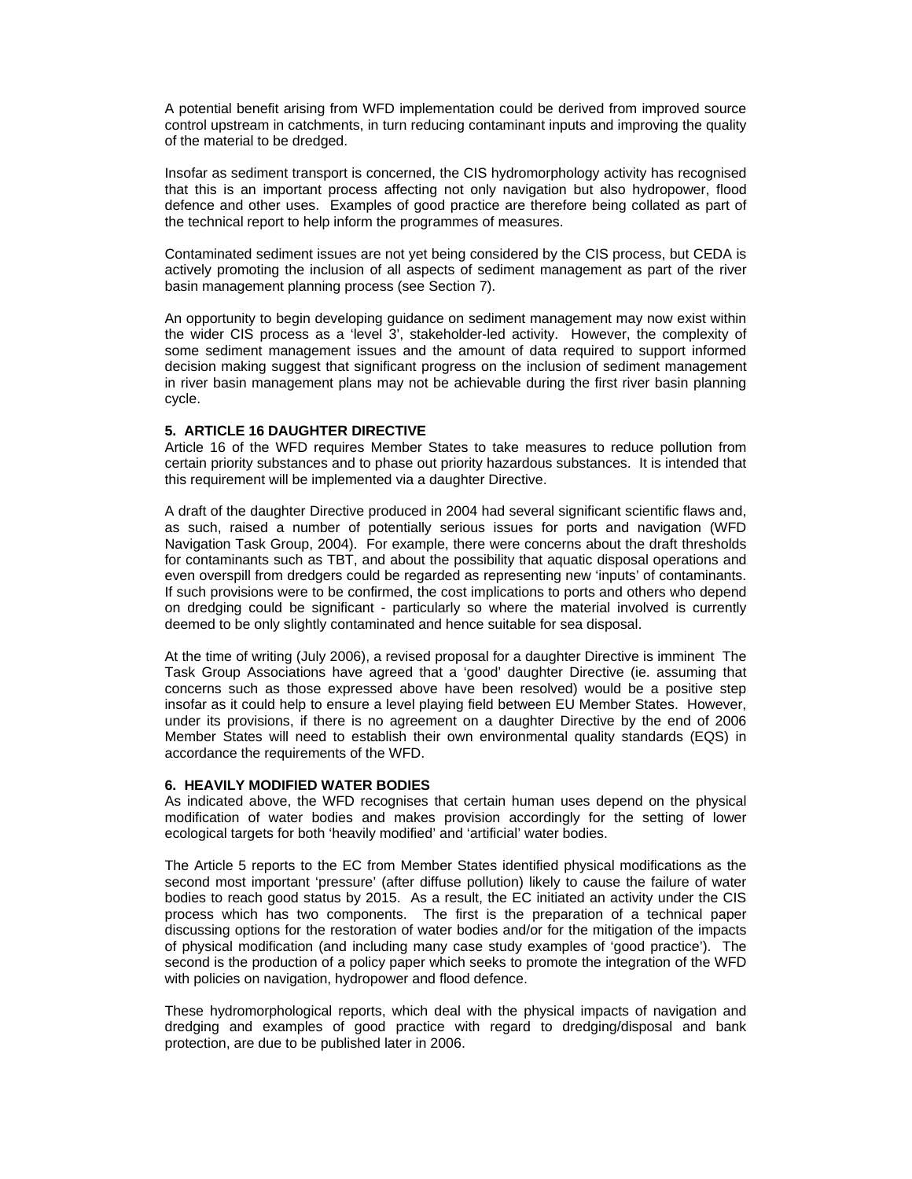A potential benefit arising from WFD implementation could be derived from improved source control upstream in catchments, in turn reducing contaminant inputs and improving the quality of the material to be dredged.

Insofar as sediment transport is concerned, the CIS hydromorphology activity has recognised that this is an important process affecting not only navigation but also hydropower, flood defence and other uses. Examples of good practice are therefore being collated as part of the technical report to help inform the programmes of measures.

Contaminated sediment issues are not yet being considered by the CIS process, but CEDA is actively promoting the inclusion of all aspects of sediment management as part of the river basin management planning process (see Section 7).

An opportunity to begin developing guidance on sediment management may now exist within the wider CIS process as a 'level 3', stakeholder-led activity. However, the complexity of some sediment management issues and the amount of data required to support informed decision making suggest that significant progress on the inclusion of sediment management in river basin management plans may not be achievable during the first river basin planning cycle.

## 5. ARTICLE 16 DAUGHTER DIRECTIVE

Article 16 of the WFD requires Member States to take measures to reduce pollution from certain priority substances and to phase out priority hazardous substances. It is intended that this requirement will be implemented via a daughter Directive.

A draft of the daughter Directive produced in 2004 had several significant scientific flaws and, as such, raised a number of potentially serious issues for ports and navigation (WFD Navigation Task Group, 2004). For example, there were concerns about the draft thresholds for contaminants such as TBT, and about the possibility that aquatic disposal operations and even overspill from dredgers could be regarded as representing new 'inputs' of contaminants. If such provisions were to be confirmed, the cost implications to ports and others who depend on dredging could be significant - particularly so where the material involved is currently deemed to be only slightly contaminated and hence suitable for sea disposal.

At the time of writing (July 2006), a revised proposal for a daughter Directive is imminent The Task Group Associations have agreed that a 'good' daughter Directive (ie. assuming that concerns such as those expressed above have been resolved) would be a positive step insofar as it could help to ensure a level playing field between EU Member States. However, under its provisions, if there is no agreement on a daughter Directive by the end of 2006 Member States will need to establish their own environmental quality standards (EQS) in accordance the requirements of the WFD.

## 6. HEAVILY MODIFIED WATER BODIES

As indicated above, the WFD recognises that certain human uses depend on the physical modification of water bodies and makes provision accordingly for the setting of lower ecological targets for both 'heavily modified' and 'artificial' water bodies.

The Article 5 reports to the EC from Member States identified physical modifications as the second most important 'pressure' (after diffuse pollution) likely to cause the failure of water bodies to reach good status by 2015. As a result, the EC initiated an activity under the CIS process which has two components. The first is the preparation of a technical paper discussing options for the restoration of water bodies and/or for the mitigation of the impacts of physical modification (and including many case study examples of 'good practice'). The second is the production of a policy paper which seeks to promote the integration of the WFD with policies on navigation, hydropower and flood defence.

These hydromorphological reports, which deal with the physical impacts of navigation and dredging and examples of good practice with regard to dredging/disposal and bank protection, are due to be published later in 2006.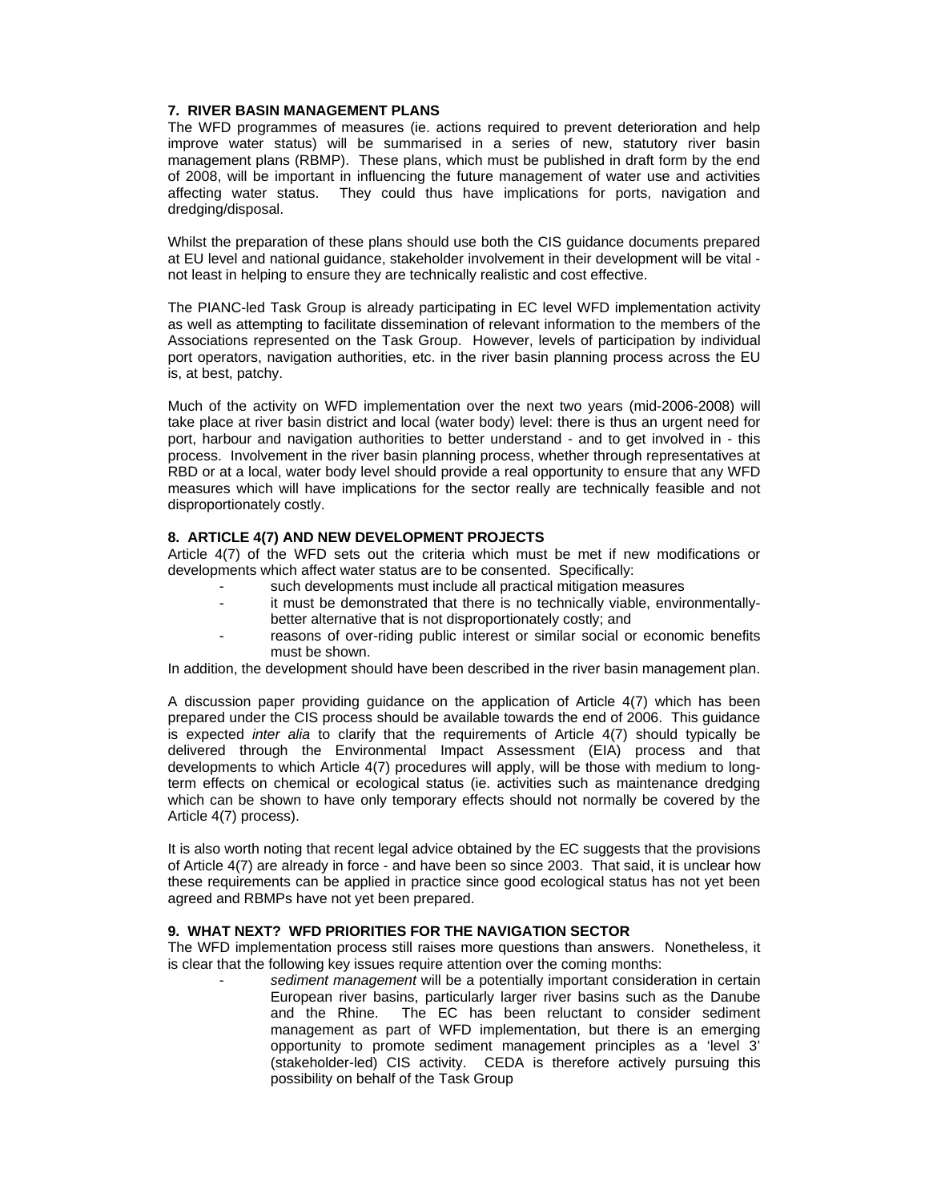## 7. RIVER BASIN MANAGEMENT PLANS

The WFD programmes of measures (ie. actions required to prevent deterioration and help improve water status) will be summarised in a series of new, statutory river basin management plans (RBMP). These plans, which must be published in draft form by the end of 2008, will be important in influencing the future management of water use and activities affecting water status. They could thus have implications for ports, navigation and dredging/disposal.

Whilst the preparation of these plans should use both the CIS guidance documents prepared at EU level and national guidance, stakeholder involvement in their development will be vital - not least in helping to ensure they are technically realistic and cost effective.

The PIANC-led Task Group is already participating in EC level WFD implementation activity as well as attempting to facilitate dissemination of relevant information to the members of the Associations represented on the Task Group. However, levels of participation by individual port operators, navigation authorities, etc. in the river basin planning process across the EU is, at best, patchy.

Much of the activity on WFD implementation over the next two years (mid-2006-2008) will take place at river basin district and local (water body) level: there is thus an urgent need for port, harbour and navigation authorities to better understand - and to get involved in - this process. Involvement in the river basin planning process, whether through representatives at RBD or at a local, water body level should provide a real opportunity to ensure that any WFD measures which will have implications for the sector really are technically feasible and not disproportionately costly.

## 8. ARTICLE 4(7) AND NEW DEVELOPMENT PROJECTS

Article 4(7) of the WFD sets out the criteria which must be met if new modifications or developments which affect water status are to be consented. Specifically:

- such developments must include all practical mitigation measures
- it must be demonstrated that there is no technically viable, environmentally-better alternative that is not disproportionately costly; and
- reasons of over-riding public interest or similar social or economic benefits must be shown.

In addition, the development should have been described in the river basin management plan.

A discussion paper providing guidance on the application of Article 4(7) which has been prepared under the CIS process should be available towards the end of 2006. This guidance is expected *inter alia* to clarify that the requirements of Article 4(7) should typically be delivered through the Environmental Impact Assessment (EIA) process and that developments to which Article 4(7) procedures will apply, will be those with medium to long-term effects on chemical or ecological status (ie. activities such as maintenance dredging which can be shown to have only temporary effects should not normally be covered by the Article 4(7) process).

It is also worth noting that recent legal advice obtained by the EC suggests that the provisions of Article 4(7) are already in force - and have been so since 2003. That said, it is unclear how these requirements can be applied in practice since good ecological status has not yet been agreed and RBMPs have not yet been prepared.

## 9. WHAT NEXT? WFD PRIORITIES FOR THE NAVIGATION SECTOR

The WFD implementation process still raises more questions than answers. Nonetheless, it is clear that the following key issues require attention over the coming months:

- *sediment management* will be a potentially important consideration in certain European river basins, particularly larger river basins such as the Danube and the Rhine. The EC has been reluctant to consider sediment management as part of WFD implementation, but there is an emerging opportunity to promote sediment management principles as a 'level 3' (stakeholder-led) CIS activity. CEDA is therefore actively pursuing this possibility on behalf of the Task Group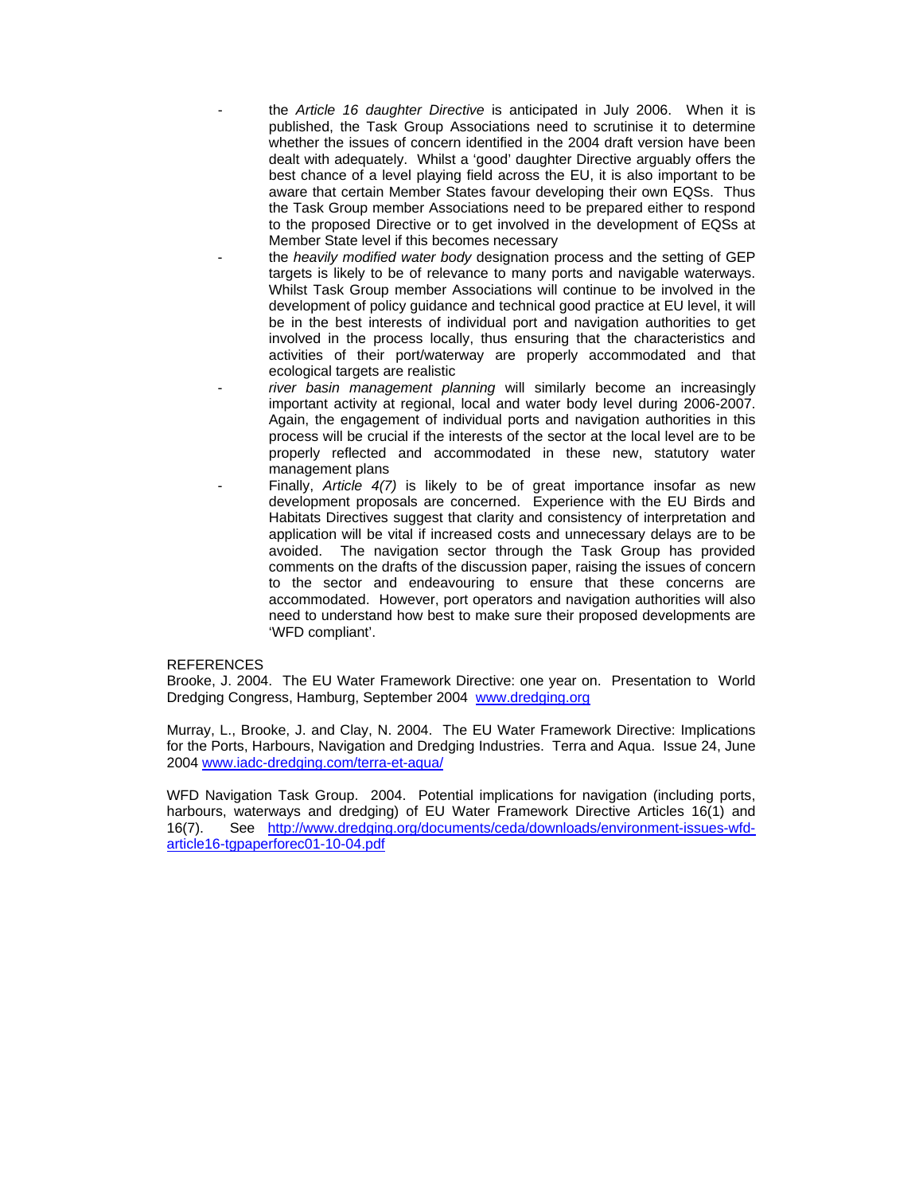- the *Article 16 daughter Directive* is anticipated in July 2006. When it is published, the Task Group Associations need to scrutinise it to determine whether the issues of concern identified in the 2004 draft version have been dealt with adequately. Whilst a 'good' daughter Directive arguably offers the best chance of a level playing field across the EU, it is also important to be aware that certain Member States favour developing their own EQSs. Thus the Task Group member Associations need to be prepared either to respond to the proposed Directive or to get involved in the development of EQSs at Member State level if this becomes necessary
- the *heavily modified water body* designation process and the setting of GEP targets is likely to be of relevance to many ports and navigable waterways. Whilst Task Group member Associations will continue to be involved in the development of policy guidance and technical good practice at EU level, it will be in the best interests of individual port and navigation authorities to get involved in the process locally, thus ensuring that the characteristics and activities of their port/waterway are properly accommodated and that ecological targets are realistic
- *river basin management planning* will similarly become an increasingly important activity at regional, local and water body level during 2006-2007. Again, the engagement of individual ports and navigation authorities in this process will be crucial if the interests of the sector at the local level are to be properly reflected and accommodated in these new, statutory water management plans
- Finally, *Article 4(7)* is likely to be of great importance insofar as new development proposals are concerned. Experience with the EU Birds and Habitats Directives suggest that clarity and consistency of interpretation and application will be vital if increased costs and unnecessary delays are to be avoided. The navigation sector through the Task Group has provided comments on the drafts of the discussion paper, raising the issues of concern to the sector and endeavouring to ensure that these concerns are accommodated. However, port operators and navigation authorities will also need to understand how best to make sure their proposed developments are 'WFD compliant'.

REFERENCES

Brooke, J. 2004. The EU Water Framework Directive: one year on. Presentation to World Dredging Congress, Hamburg, September 2004 www.dredging.org

Murray, L., Brooke, J. and Clay, N. 2004. The EU Water Framework Directive: Implications for the Ports, Harbours, Navigation and Dredging Industries. Terra and Aqua. Issue 24, June 2004 www.iadc-dredging.com/terra-et-aqua/

WFD Navigation Task Group. 2004. Potential implications for navigation (including ports, harbours, waterways and dredging) of EU Water Framework Directive Articles 16(1) and 16(7). See http://www.dredging.org/documents/ceda/downloads/environment-issues-wfd-article16-tgpaperforec01-10-04.pdf